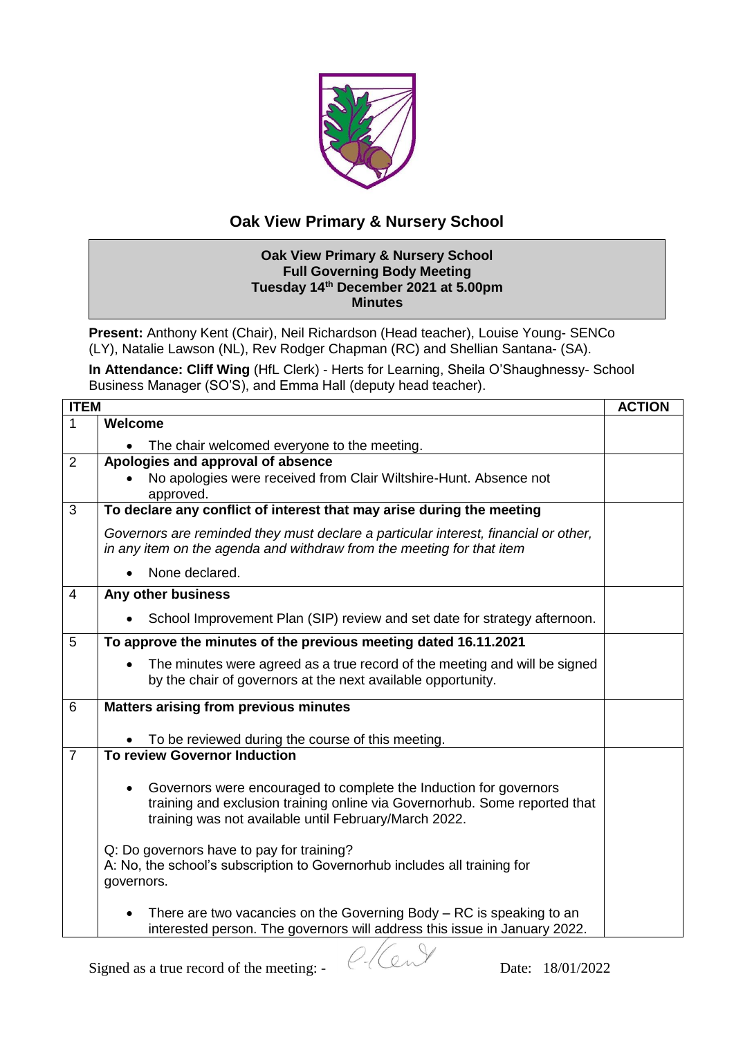# Oak View Primary & Nursery School

**Oak View Primary & Nursery School**
**Full Governing Body Meeting**
**Tuesday 14th December 2021 at 5.00pm**
**Minutes**

**Present:** Anthony Kent (Chair), Neil Richardson (Head teacher), Louise Young- SENCo (LY), Natalie Lawson (NL), Rev Rodger Chapman (RC) and Shellian Santana- (SA).

**In Attendance: Cliff Wing** (HfL Clerk) - Herts for Learning, Sheila O'Shaughnessy- School Business Manager (SO'S), and Emma Hall (deputy head teacher).

| ITEM | | ACTION |
|---|---|---|
| 1 | **Welcome**<br>• The chair welcomed everyone to the meeting. | |
| 2 | **Apologies and approval of absence**<br>• No apologies were received from Clair Wiltshire-Hunt. Absence not approved. | |
| 3 | **To declare any conflict of interest that may arise during the meeting**<br>*Governors are reminded they must declare a particular interest, financial or other, in any item on the agenda and withdraw from the meeting for that item*<br>• None declared. | |
| 4 | **Any other business**<br>• School Improvement Plan (SIP) review and set date for strategy afternoon. | |
| 5 | **To approve the minutes of the previous meeting dated 16.11.2021**<br>• The minutes were agreed as a true record of the meeting and will be signed by the chair of governors at the next available opportunity. | |
| 6 | **Matters arising from previous minutes**<br>• To be reviewed during the course of this meeting. | |
| 7 | **To review Governor Induction**<br>• Governors were encouraged to complete the Induction for governors training and exclusion training online via Governorhub. Some reported that training was not available until February/March 2022.<br>Q: Do governors have to pay for training?<br>A: No, the school's subscription to Governorhub includes all training for governors.<br>• There are two vacancies on the Governing Body – RC is speaking to an interested person. The governors will address this issue in January 2022. | |

Signed as a true record of the meeting: - Date: 18/01/2022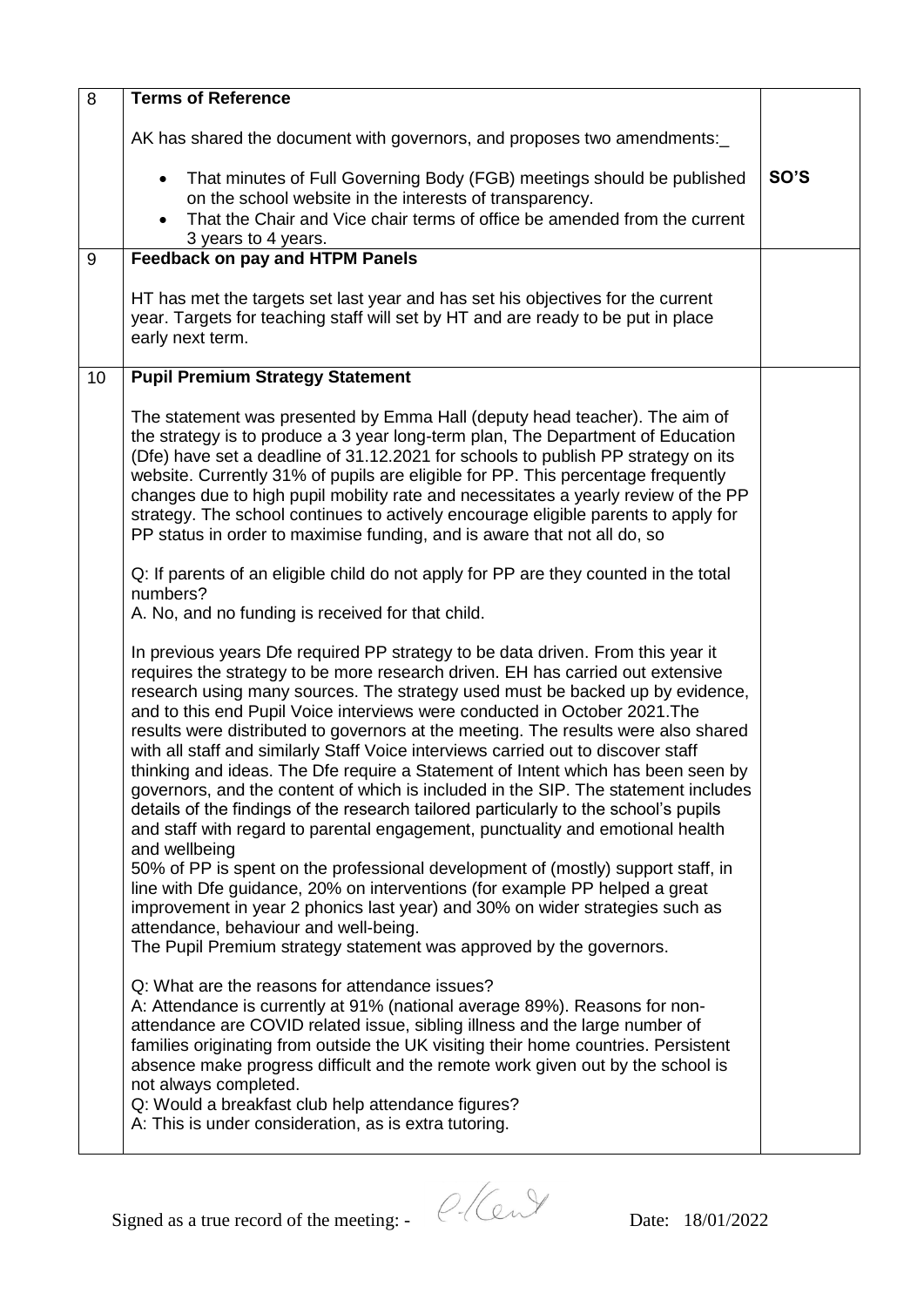| 8 | **Terms of Reference**<br><br>AK has shared the document with governors, and proposes two amendments:_<br><br>• That minutes of Full Governing Body (FGB) meetings should be published on the school website in the interests of transparency.<br>• That the Chair and Vice chair terms of office be amended from the current 3 years to 4 years. | **SO'S** |
|---|---|---|
| 9 | **Feedback on pay and HTPM Panels**<br><br>HT has met the targets set last year and has set his objectives for the current year. Targets for teaching staff will set by HT and are ready to be put in place early next term. | |
| 10 | **Pupil Premium Strategy Statement**<br><br>The statement was presented by Emma Hall (deputy head teacher). The aim of the strategy is to produce a 3 year long-term plan, The Department of Education (Dfe) have set a deadline of 31.12.2021 for schools to publish PP strategy on its website. Currently 31% of pupils are eligible for PP. This percentage frequently changes due to high pupil mobility rate and necessitates a yearly review of the PP strategy. The school continues to actively encourage eligible parents to apply for PP status in order to maximise funding, and is aware that not all do, so<br><br>Q: If parents of an eligible child do not apply for PP are they counted in the total numbers?<br>A. No, and no funding is received for that child.<br><br>In previous years Dfe required PP strategy to be data driven. From this year it requires the strategy to be more research driven. EH has carried out extensive research using many sources. The strategy used must be backed up by evidence, and to this end Pupil Voice interviews were conducted in October 2021.The results were distributed to governors at the meeting. The results were also shared with all staff and similarly Staff Voice interviews carried out to discover staff thinking and ideas. The Dfe require a Statement of Intent which has been seen by governors, and the content of which is included in the SIP. The statement includes details of the findings of the research tailored particularly to the school's pupils and staff with regard to parental engagement, punctuality and emotional health and wellbeing<br>50% of PP is spent on the professional development of (mostly) support staff, in line with Dfe guidance, 20% on interventions (for example PP helped a great improvement in year 2 phonics last year) and 30% on wider strategies such as attendance, behaviour and well-being.<br>The Pupil Premium strategy statement was approved by the governors.<br><br>Q: What are the reasons for attendance issues?<br>A: Attendance is currently at 91% (national average 89%). Reasons for non-attendance are COVID related issue, sibling illness and the large number of families originating from outside the UK visiting their home countries. Persistent absence make progress difficult and the remote work given out by the school is not always completed.<br>Q: Would a breakfast club help attendance figures?<br>A: This is under consideration, as is extra tutoring. | |

Signed as a true record of the meeting: - [signature] Date: 18/01/2022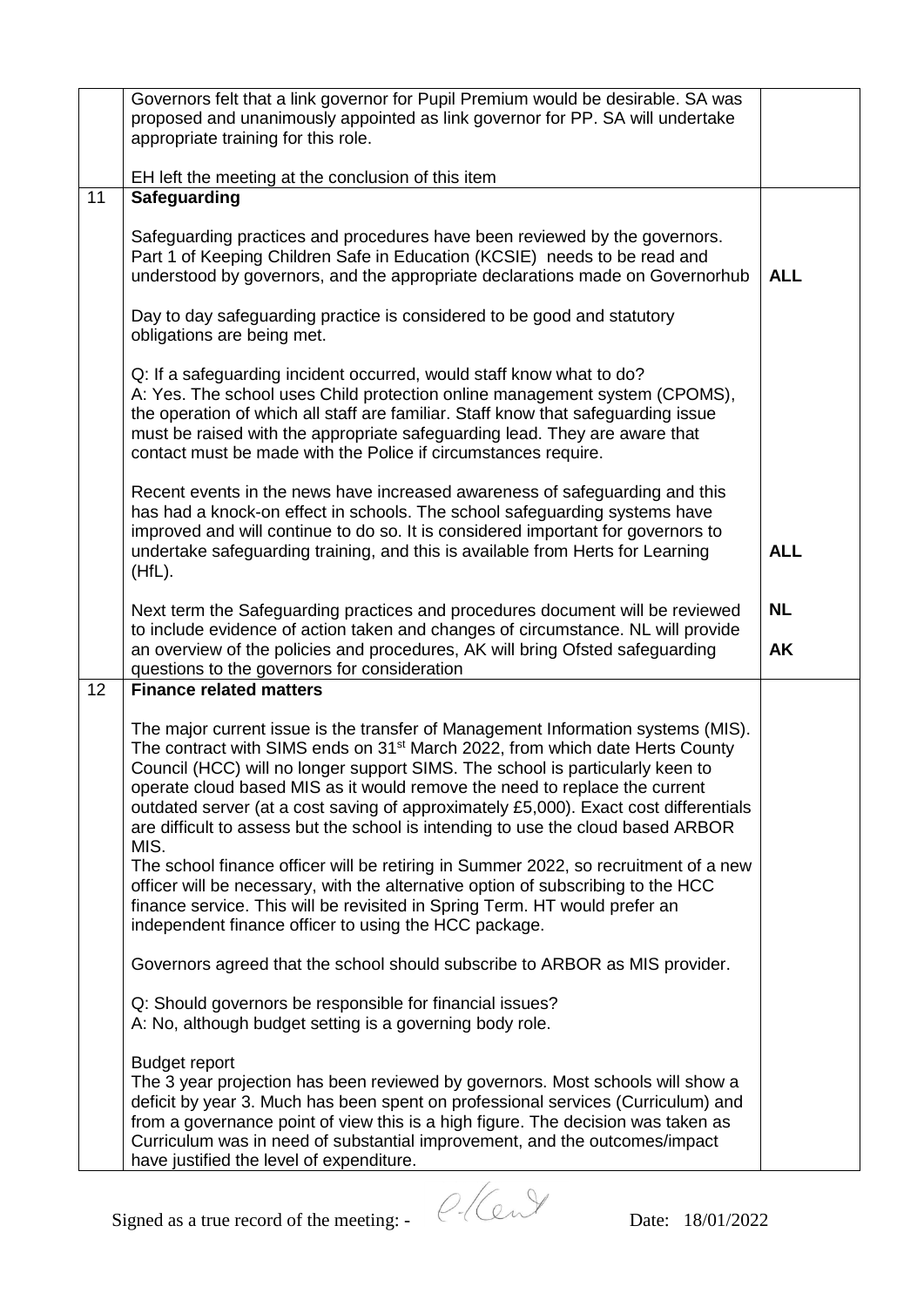| | | |
|---|---|---|
| | Governors felt that a link governor for Pupil Premium would be desirable. SA was proposed and unanimously appointed as link governor for PP. SA will undertake appropriate training for this role.<br><br>EH left the meeting at the conclusion of this item | |
| 11 | **Safeguarding**<br><br>Safeguarding practices and procedures have been reviewed by the governors. Part 1 of Keeping Children Safe in Education (KCSIE) needs to be read and understood by governors, and the appropriate declarations made on Governorhub<br><br>Day to day safeguarding practice is considered to be good and statutory obligations are being met.<br><br>Q: If a safeguarding incident occurred, would staff know what to do?<br>A: Yes. The school uses Child protection online management system (CPOMS), the operation of which all staff are familiar. Staff know that safeguarding issue must be raised with the appropriate safeguarding lead. They are aware that contact must be made with the Police if circumstances require.<br><br>Recent events in the news have increased awareness of safeguarding and this has had a knock-on effect in schools. The school safeguarding systems have improved and will continue to do so. It is considered important for governors to undertake safeguarding training, and this is available from Herts for Learning (HfL).<br><br>Next term the Safeguarding practices and procedures document will be reviewed to include evidence of action taken and changes of circumstance. NL will provide an overview of the policies and procedures, AK will bring Ofsted safeguarding questions to the governors for consideration | **ALL**<br><br>**ALL**<br><br>**NL**<br><br>**AK** |
| 12 | **Finance related matters**<br><br>The major current issue is the transfer of Management Information systems (MIS). The contract with SIMS ends on 31st March 2022, from which date Herts County Council (HCC) will no longer support SIMS. The school is particularly keen to operate cloud based MIS as it would remove the need to replace the current outdated server (at a cost saving of approximately £5,000). Exact cost differentials are difficult to assess but the school is intending to use the cloud based ARBOR MIS.<br>The school finance officer will be retiring in Summer 2022, so recruitment of a new officer will be necessary, with the alternative option of subscribing to the HCC finance service. This will be revisited in Spring Term. HT would prefer an independent finance officer to using the HCC package.<br><br>Governors agreed that the school should subscribe to ARBOR as MIS provider.<br><br>Q: Should governors be responsible for financial issues?<br>A: No, although budget setting is a governing body role.<br><br>Budget report<br>The 3 year projection has been reviewed by governors. Most schools will show a deficit by year 3. Much has been spent on professional services (Curriculum) and from a governance point of view this is a high figure. The decision was taken as Curriculum was in need of substantial improvement, and the outcomes/impact have justified the level of expenditure. | |

Signed as a true record of the meeting: - Date: 18/01/2022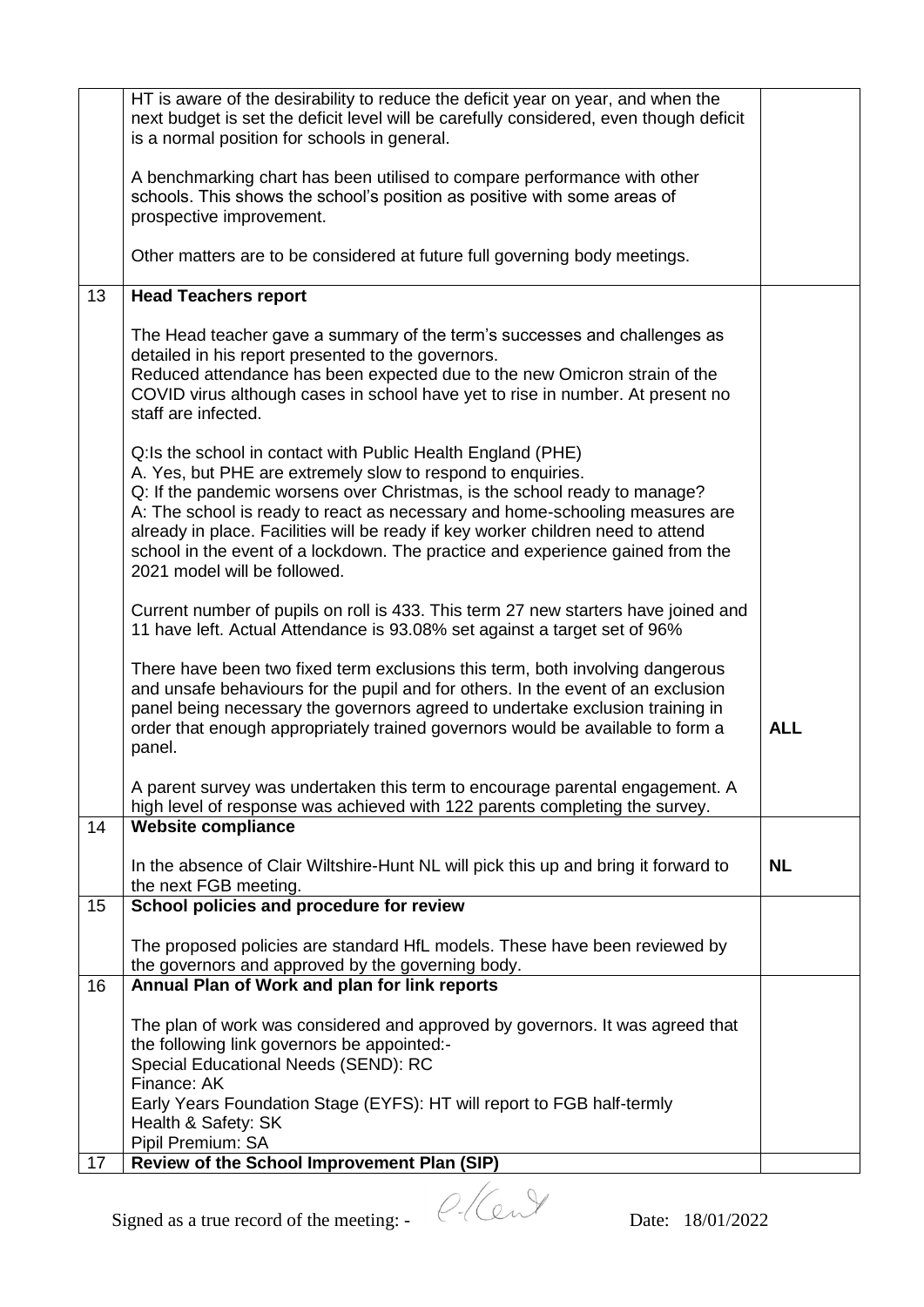| | | |
|---|---|---|
| | HT is aware of the desirability to reduce the deficit year on year, and when the next budget is set the deficit level will be carefully considered, even though deficit is a normal position for schools in general.<br><br>A benchmarking chart has been utilised to compare performance with other schools. This shows the school's position as positive with some areas of prospective improvement.<br><br>Other matters are to be considered at future full governing body meetings. | |
| 13 | **Head Teachers report**<br><br>The Head teacher gave a summary of the term's successes and challenges as detailed in his report presented to the governors.<br>Reduced attendance has been expected due to the new Omicron strain of the COVID virus although cases in school have yet to rise in number. At present no staff are infected.<br><br>Q:Is the school in contact with Public Health England (PHE)<br>A. Yes, but PHE are extremely slow to respond to enquiries.<br>Q: If the pandemic worsens over Christmas, is the school ready to manage?<br>A: The school is ready to react as necessary and home-schooling measures are already in place. Facilities will be ready if key worker children need to attend school in the event of a lockdown. The practice and experience gained from the 2021 model will be followed.<br><br>Current number of pupils on roll is 433. This term 27 new starters have joined and 11 have left. Actual Attendance is 93.08% set against a target set of 96%<br><br>There have been two fixed term exclusions this term, both involving dangerous and unsafe behaviours for the pupil and for others. In the event of an exclusion panel being necessary the governors agreed to undertake exclusion training in order that enough appropriately trained governors would be available to form a panel.<br><br>A parent survey was undertaken this term to encourage parental engagement. A high level of response was achieved with 122 parents completing the survey. | **ALL** |
| 14 | **Website compliance**<br><br>In the absence of Clair Wiltshire-Hunt NL will pick this up and bring it forward to the next FGB meeting. | **NL** |
| 15 | **School policies and procedure for review**<br><br>The proposed policies are standard HfL models. These have been reviewed by the governors and approved by the governing body. | |
| 16 | **Annual Plan of Work and plan for link reports**<br><br>The plan of work was considered and approved by governors. It was agreed that the following link governors be appointed:-<br>Special Educational Needs (SEND): RC<br>Finance: AK<br>Early Years Foundation Stage (EYFS): HT will report to FGB half-termly<br>Health & Safety: SK<br>Pipil Premium: SA | |
| 17 | **Review of the School Improvement Plan (SIP)** | |

Signed as a true record of the meeting: - Date: 18/01/2022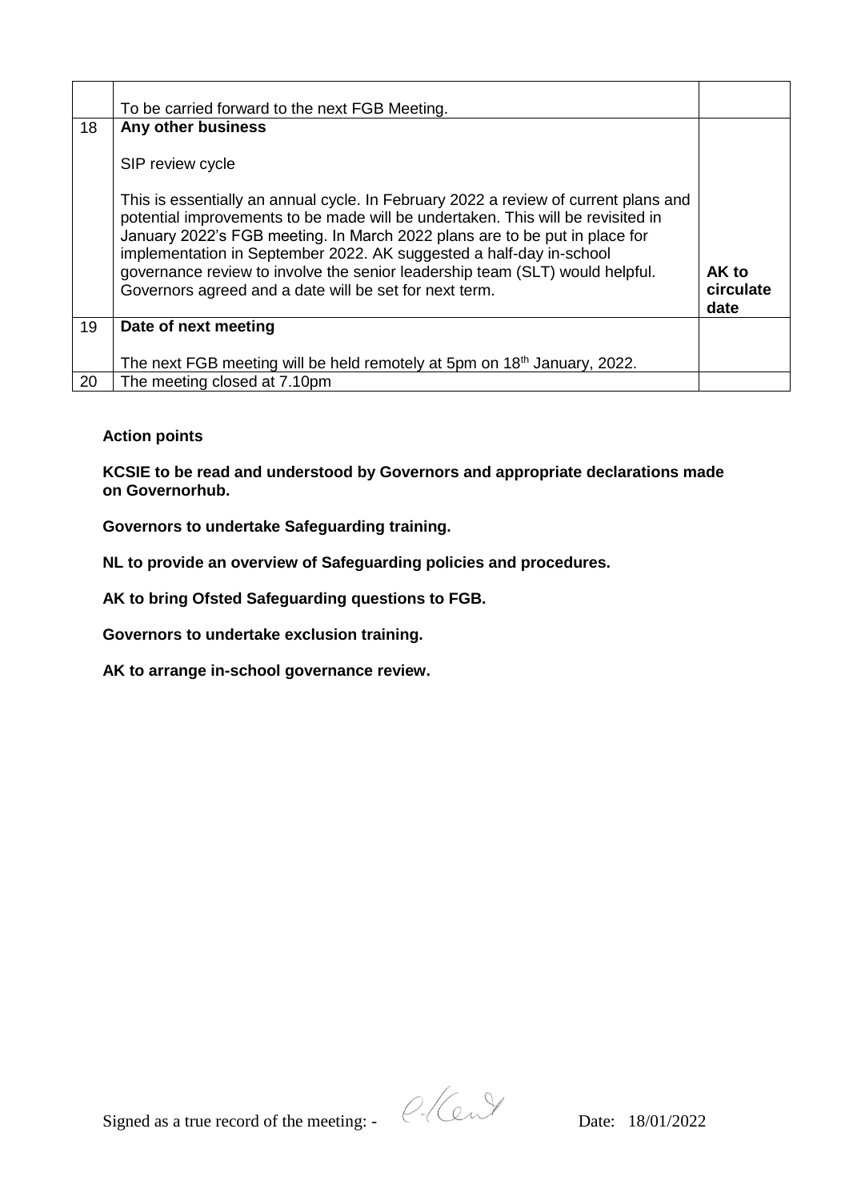| | | |
|---|---|---|
| | To be carried forward to the next FGB Meeting. | |
| 18 | **Any other business**<br><br>SIP review cycle<br><br>This is essentially an annual cycle. In February 2022 a review of current plans and potential improvements to be made will be undertaken. This will be revisited in January 2022's FGB meeting. In March 2022 plans are to be put in place for implementation in September 2022. AK suggested a half-day in-school governance review to involve the senior leadership team (SLT) would helpful. Governors agreed and a date will be set for next term. | **AK to circulate date** |
| 19 | **Date of next meeting**<br><br>The next FGB meeting will be held remotely at 5pm on 18th January, 2022. | |
| 20 | The meeting closed at 7.10pm | |

**Action points**

**KCSIE to be read and understood by Governors and appropriate declarations made on Governorhub.**

**Governors to undertake Safeguarding training.**

**NL to provide an overview of Safeguarding policies and procedures.**

**AK to bring Ofsted Safeguarding questions to FGB.**

**Governors to undertake exclusion training.**

**AK to arrange in-school governance review.**

Signed as a true record of the meeting: - [signature] Date: 18/01/2022